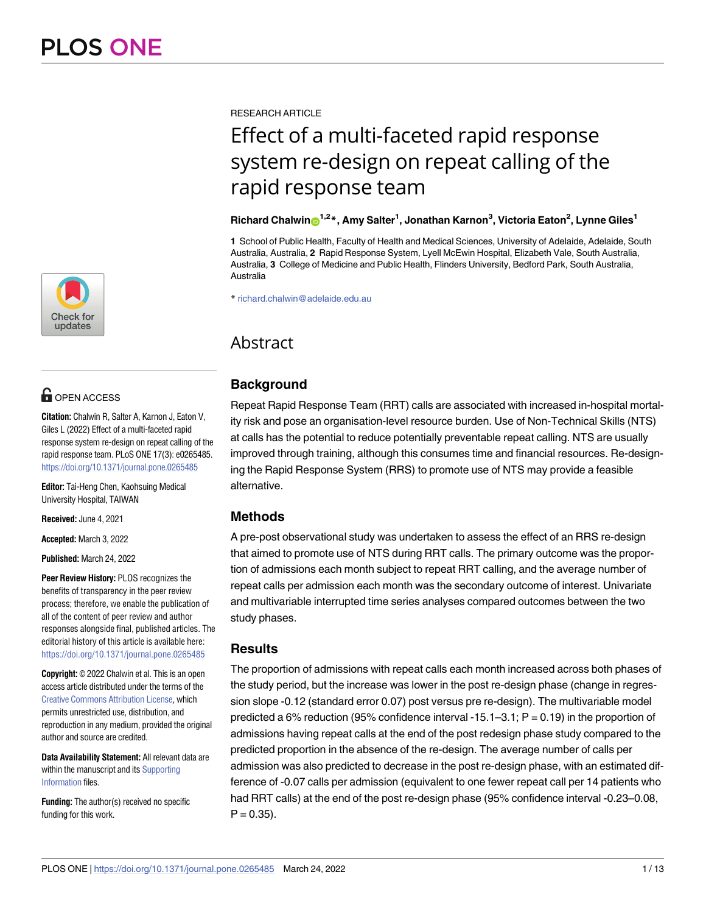RESEARCH ARTICLE

# Effect of a multi-faceted rapid response system re-design on repeat calling of the rapid response team

**Richard Chalwin[1,2]*, Amy Salter[1], Jonathan Karnon[3], Victoria Eaton[2], Lynne Giles[1]**

**1** School of Public Health, Faculty of Health and Medical Sciences, University of Adelaide, Adelaide, South Australia, Australia, **2** Rapid Response System, Lyell McEwin Hospital, Elizabeth Vale, South Australia, Australia, **3** College of Medicine and Public Health, Flinders University, Bedford Park, South Australia, Australia

* richard.chalwin@adelaide.edu.au

OPEN ACCESS

**Citation:** Chalwin R, Salter A, Karnon J, Eaton V, Giles L (2022) Effect of a multi-faceted rapid response system re-design on repeat calling of the rapid response team. PLoS ONE 17(3): e0265485. https://doi.org/10.1371/journal.pone.0265485

**Editor:** Tai-Heng Chen, Kaohsuing Medical University Hospital, TAIWAN

**Received:** June 4, 2021

**Accepted:** March 3, 2022

**Published:** March 24, 2022

**Peer Review History:** PLOS recognizes the benefits of transparency in the peer review process; therefore, we enable the publication of all of the content of peer review and author responses alongside final, published articles. The editorial history of this article is available here: https://doi.org/10.1371/journal.pone.0265485

**Copyright:** © 2022 Chalwin et al. This is an open access article distributed under the terms of the Creative Commons Attribution License, which permits unrestricted use, distribution, and reproduction in any medium, provided the original author and source are credited.

**Data Availability Statement:** All relevant data are within the manuscript and its Supporting Information files.

**Funding:** The author(s) received no specific funding for this work.

## Abstract

### Background

Repeat Rapid Response Team (RRT) calls are associated with increased in-hospital mortality risk and pose an organisation-level resource burden. Use of Non-Technical Skills (NTS) at calls has the potential to reduce potentially preventable repeat calling. NTS are usually improved through training, although this consumes time and financial resources. Re-designing the Rapid Response System (RRS) to promote use of NTS may provide a feasible alternative.

### Methods

A pre-post observational study was undertaken to assess the effect of an RRS re-design that aimed to promote use of NTS during RRT calls. The primary outcome was the proportion of admissions each month subject to repeat RRT calling, and the average number of repeat calls per admission each month was the secondary outcome of interest. Univariate and multivariable interrupted time series analyses compared outcomes between the two study phases.

### Results

The proportion of admissions with repeat calls each month increased across both phases of the study period, but the increase was lower in the post re-design phase (change in regression slope -0.12 (standard error 0.07) post versus pre re-design). The multivariable model predicted a 6% reduction (95% confidence interval -15.1–3.1; P = 0.19) in the proportion of admissions having repeat calls at the end of the post redesign phase study compared to the predicted proportion in the absence of the re-design. The average number of calls per admission was also predicted to decrease in the post re-design phase, with an estimated difference of -0.07 calls per admission (equivalent to one fewer repeat call per 14 patients who had RRT calls) at the end of the post re-design phase (95% confidence interval -0.23–0.08, P = 0.35).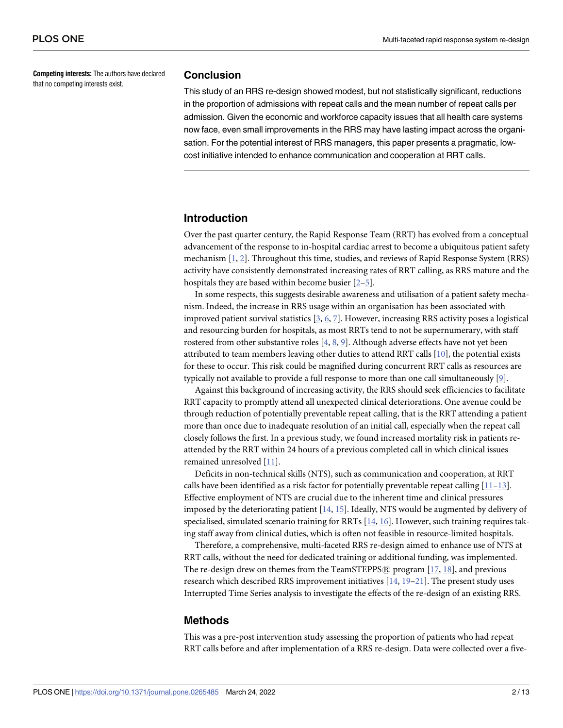**Competing interests:** The authors have declared that no competing interests exist.

## Conclusion

This study of an RRS re-design showed modest, but not statistically significant, reductions in the proportion of admissions with repeat calls and the mean number of repeat calls per admission. Given the economic and workforce capacity issues that all health care systems now face, even small improvements in the RRS may have lasting impact across the organisation. For the potential interest of RRS managers, this paper presents a pragmatic, low-cost initiative intended to enhance communication and cooperation at RRT calls.

## Introduction

Over the past quarter century, the Rapid Response Team (RRT) has evolved from a conceptual advancement of the response to in-hospital cardiac arrest to become a ubiquitous patient safety mechanism [1, 2]. Throughout this time, studies, and reviews of Rapid Response System (RRS) activity have consistently demonstrated increasing rates of RRT calling, as RRS mature and the hospitals they are based within become busier [2–5].

In some respects, this suggests desirable awareness and utilisation of a patient safety mechanism. Indeed, the increase in RRS usage within an organisation has been associated with improved patient survival statistics [3, 6, 7]. However, increasing RRS activity poses a logistical and resourcing burden for hospitals, as most RRTs tend to not be supernumerary, with staff rostered from other substantive roles [4, 8, 9]. Although adverse effects have not yet been attributed to team members leaving other duties to attend RRT calls [10], the potential exists for these to occur. This risk could be magnified during concurrent RRT calls as resources are typically not available to provide a full response to more than one call simultaneously [9].

Against this background of increasing activity, the RRS should seek efficiencies to facilitate RRT capacity to promptly attend all unexpected clinical deteriorations. One avenue could be through reduction of potentially preventable repeat calling, that is the RRT attending a patient more than once due to inadequate resolution of an initial call, especially when the repeat call closely follows the first. In a previous study, we found increased mortality risk in patients re-attended by the RRT within 24 hours of a previous completed call in which clinical issues remained unresolved [11].

Deficits in non-technical skills (NTS), such as communication and cooperation, at RRT calls have been identified as a risk factor for potentially preventable repeat calling [11–13]. Effective employment of NTS are crucial due to the inherent time and clinical pressures imposed by the deteriorating patient [14, 15]. Ideally, NTS would be augmented by delivery of specialised, simulated scenario training for RRTs [14, 16]. However, such training requires taking staff away from clinical duties, which is often not feasible in resource-limited hospitals.

Therefore, a comprehensive, multi-faceted RRS re-design aimed to enhance use of NTS at RRT calls, without the need for dedicated training or additional funding, was implemented. The re-design drew on themes from the TeamSTEPPS® program [17, 18], and previous research which described RRS improvement initiatives [14, 19–21]. The present study uses Interrupted Time Series analysis to investigate the effects of the re-design of an existing RRS.

## Methods

This was a pre-post intervention study assessing the proportion of patients who had repeat RRT calls before and after implementation of a RRS re-design. Data were collected over a five-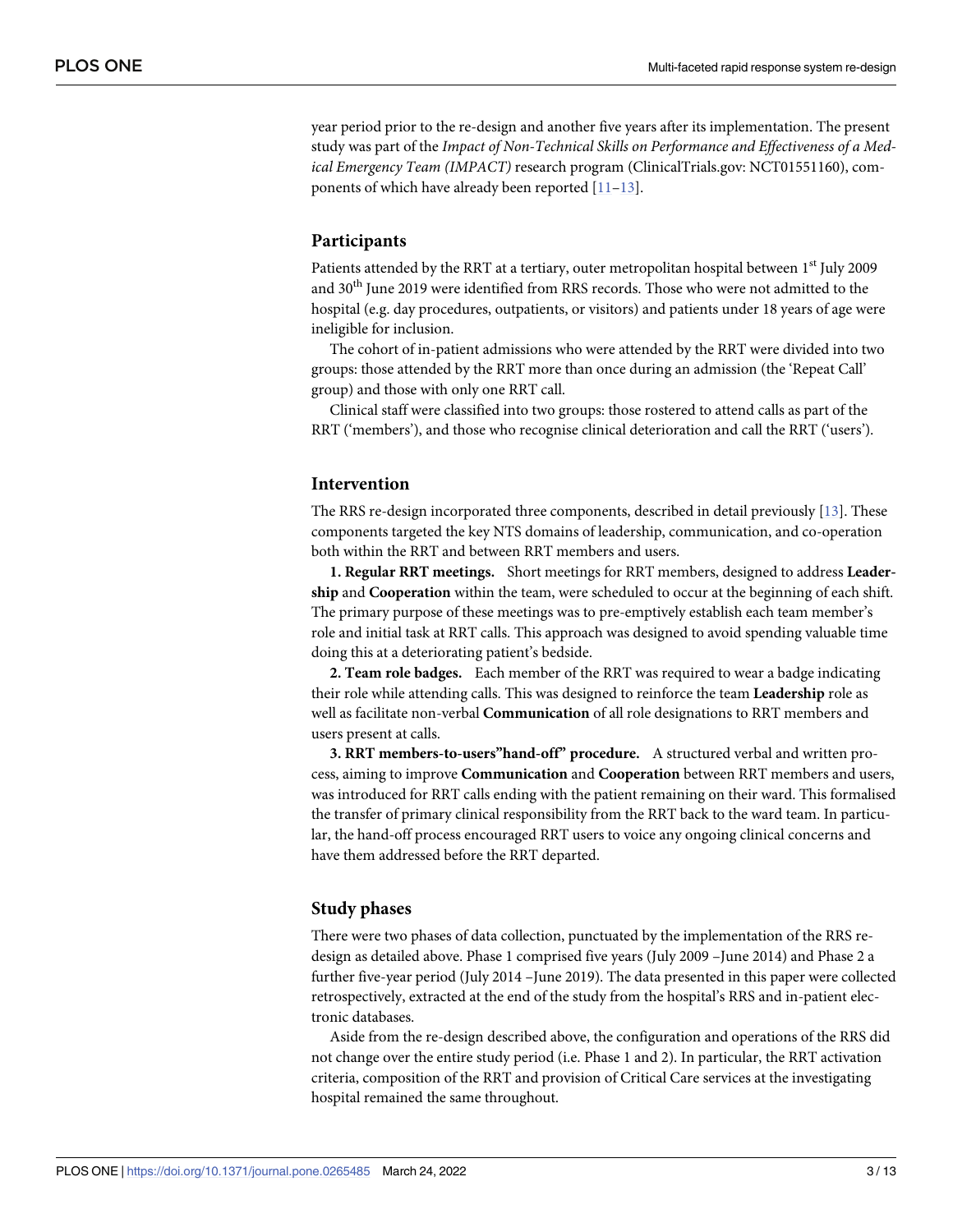year period prior to the re-design and another five years after its implementation. The present study was part of the *Impact of Non-Technical Skills on Performance and Effectiveness of a Medical Emergency Team (IMPACT)* research program (ClinicalTrials.gov: NCT01551160), components of which have already been reported [11–13].

## Participants

Patients attended by the RRT at a tertiary, outer metropolitan hospital between 1st July 2009 and 30th June 2019 were identified from RRS records. Those who were not admitted to the hospital (e.g. day procedures, outpatients, or visitors) and patients under 18 years of age were ineligible for inclusion.

The cohort of in-patient admissions who were attended by the RRT were divided into two groups: those attended by the RRT more than once during an admission (the 'Repeat Call' group) and those with only one RRT call.

Clinical staff were classified into two groups: those rostered to attend calls as part of the RRT ('members'), and those who recognise clinical deterioration and call the RRT ('users').

## Intervention

The RRS re-design incorporated three components, described in detail previously [13]. These components targeted the key NTS domains of leadership, communication, and co-operation both within the RRT and between RRT members and users.

**1. Regular RRT meetings.** Short meetings for RRT members, designed to address **Leadership** and **Cooperation** within the team, were scheduled to occur at the beginning of each shift. The primary purpose of these meetings was to pre-emptively establish each team member's role and initial task at RRT calls. This approach was designed to avoid spending valuable time doing this at a deteriorating patient's bedside.

**2. Team role badges.** Each member of the RRT was required to wear a badge indicating their role while attending calls. This was designed to reinforce the team **Leadership** role as well as facilitate non-verbal **Communication** of all role designations to RRT members and users present at calls.

**3. RRT members-to-users"hand-off" procedure.** A structured verbal and written process, aiming to improve **Communication** and **Cooperation** between RRT members and users, was introduced for RRT calls ending with the patient remaining on their ward. This formalised the transfer of primary clinical responsibility from the RRT back to the ward team. In particular, the hand-off process encouraged RRT users to voice any ongoing clinical concerns and have them addressed before the RRT departed.

## Study phases

There were two phases of data collection, punctuated by the implementation of the RRS re-design as detailed above. Phase 1 comprised five years (July 2009 –June 2014) and Phase 2 a further five-year period (July 2014 –June 2019). The data presented in this paper were collected retrospectively, extracted at the end of the study from the hospital's RRS and in-patient electronic databases.

Aside from the re-design described above, the configuration and operations of the RRS did not change over the entire study period (i.e. Phase 1 and 2). In particular, the RRT activation criteria, composition of the RRT and provision of Critical Care services at the investigating hospital remained the same throughout.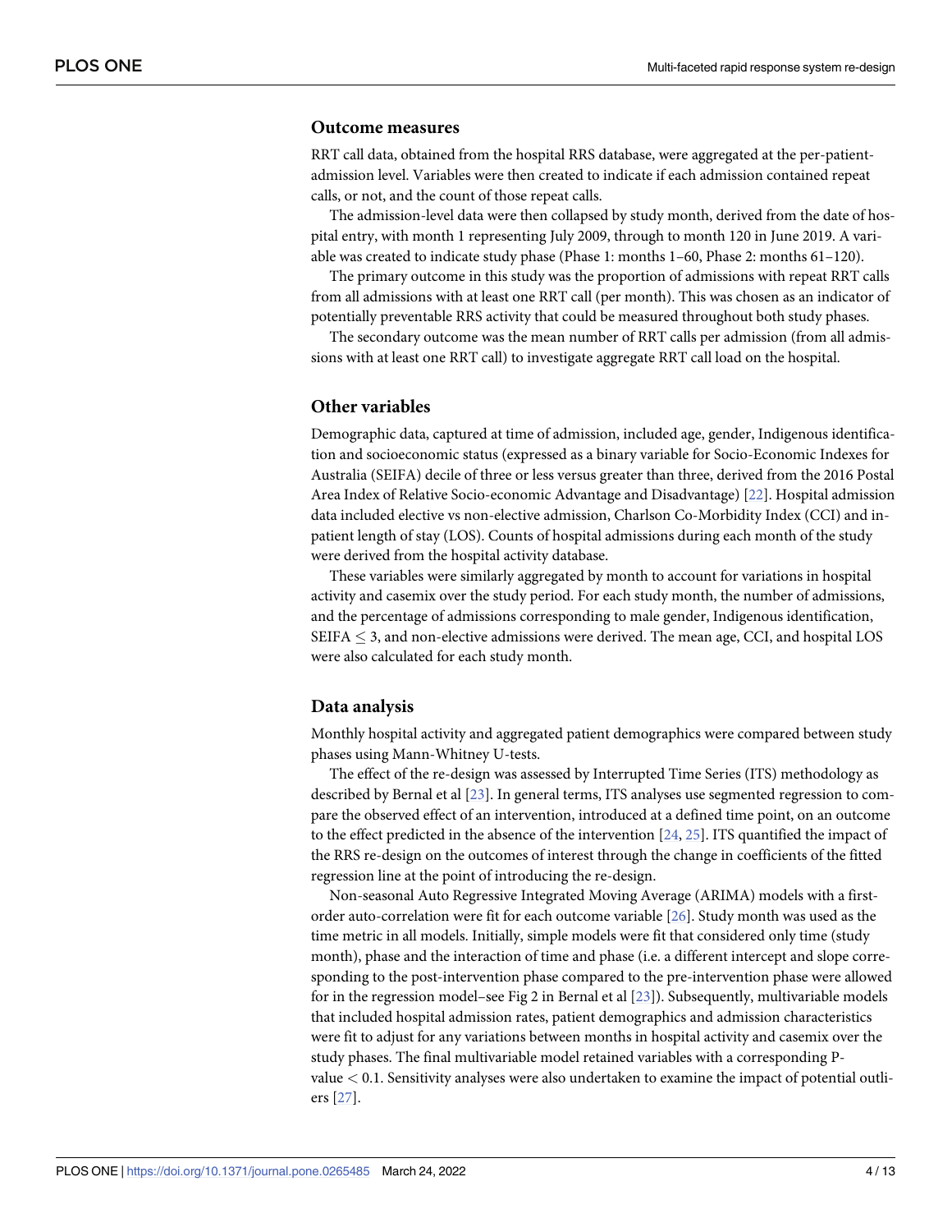## Outcome measures

RRT call data, obtained from the hospital RRS database, were aggregated at the per-patient-admission level. Variables were then created to indicate if each admission contained repeat calls, or not, and the count of those repeat calls.

The admission-level data were then collapsed by study month, derived from the date of hospital entry, with month 1 representing July 2009, through to month 120 in June 2019. A variable was created to indicate study phase (Phase 1: months 1–60, Phase 2: months 61–120).

The primary outcome in this study was the proportion of admissions with repeat RRT calls from all admissions with at least one RRT call (per month). This was chosen as an indicator of potentially preventable RRS activity that could be measured throughout both study phases.

The secondary outcome was the mean number of RRT calls per admission (from all admissions with at least one RRT call) to investigate aggregate RRT call load on the hospital.

## Other variables

Demographic data, captured at time of admission, included age, gender, Indigenous identification and socioeconomic status (expressed as a binary variable for Socio-Economic Indexes for Australia (SEIFA) decile of three or less versus greater than three, derived from the 2016 Postal Area Index of Relative Socio-economic Advantage and Disadvantage) [22]. Hospital admission data included elective vs non-elective admission, Charlson Co-Morbidity Index (CCI) and in-patient length of stay (LOS). Counts of hospital admissions during each month of the study were derived from the hospital activity database.

These variables were similarly aggregated by month to account for variations in hospital activity and casemix over the study period. For each study month, the number of admissions, and the percentage of admissions corresponding to male gender, Indigenous identification, SEIFA $\leq 3$, and non-elective admissions were derived. The mean age, CCI, and hospital LOS were also calculated for each study month.

## Data analysis

Monthly hospital activity and aggregated patient demographics were compared between study phases using Mann-Whitney U-tests.

The effect of the re-design was assessed by Interrupted Time Series (ITS) methodology as described by Bernal et al [23]. In general terms, ITS analyses use segmented regression to compare the observed effect of an intervention, introduced at a defined time point, on an outcome to the effect predicted in the absence of the intervention [24, 25]. ITS quantified the impact of the RRS re-design on the outcomes of interest through the change in coefficients of the fitted regression line at the point of introducing the re-design.

Non-seasonal Auto Regressive Integrated Moving Average (ARIMA) models with a first-order auto-correlation were fit for each outcome variable [26]. Study month was used as the time metric in all models. Initially, simple models were fit that considered only time (study month), phase and the interaction of time and phase (i.e. a different intercept and slope corresponding to the post-intervention phase compared to the pre-intervention phase were allowed for in the regression model–see Fig 2 in Bernal et al [23]). Subsequently, multivariable models that included hospital admission rates, patient demographics and admission characteristics were fit to adjust for any variations between months in hospital activity and casemix over the study phases. The final multivariable model retained variables with a corresponding P-value $< 0.1$. Sensitivity analyses were also undertaken to examine the impact of potential outliers [27].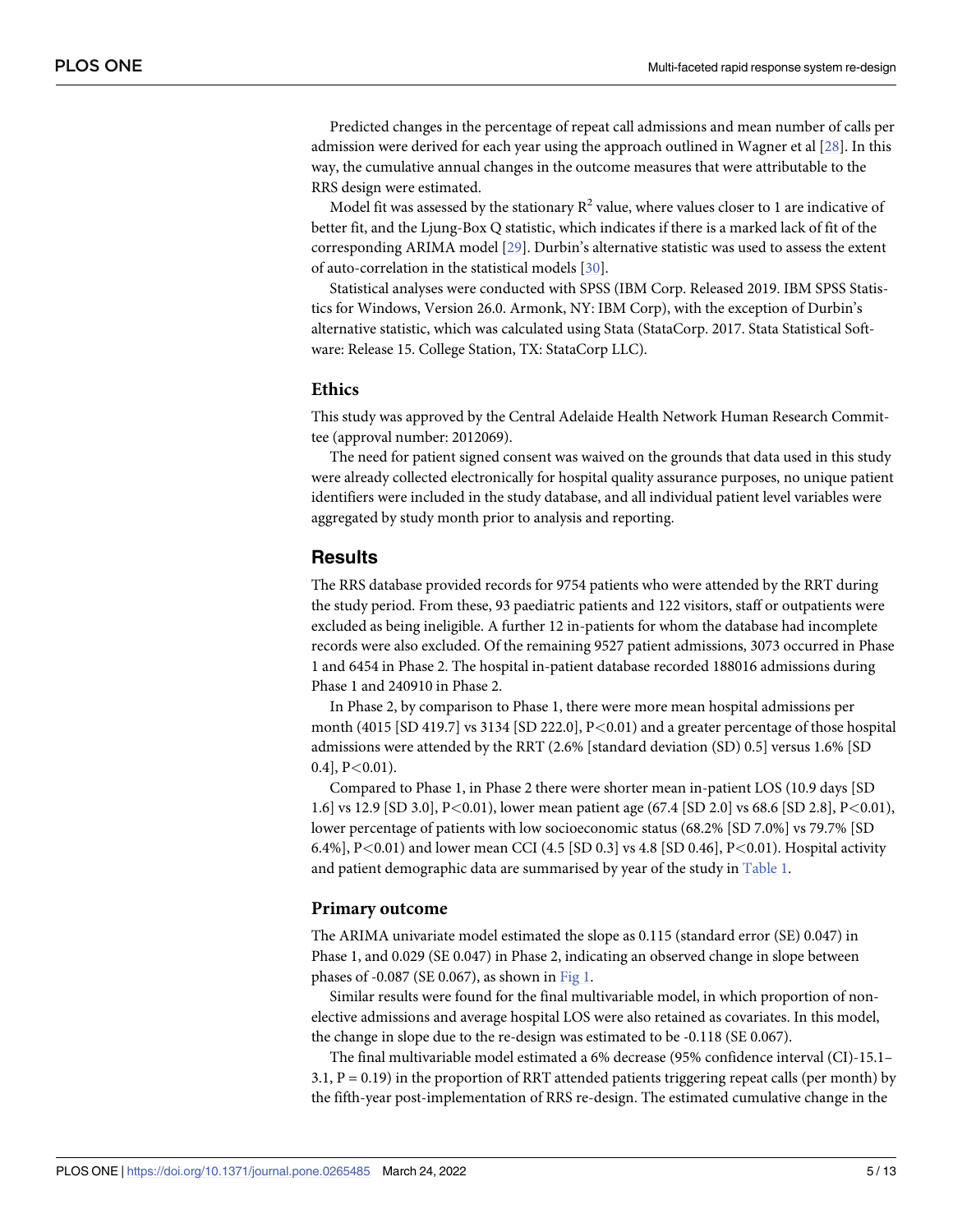Predicted changes in the percentage of repeat call admissions and mean number of calls per admission were derived for each year using the approach outlined in Wagner et al [28]. In this way, the cumulative annual changes in the outcome measures that were attributable to the RRS design were estimated.

Model fit was assessed by the stationary $R^2$ value, where values closer to 1 are indicative of better fit, and the Ljung-Box Q statistic, which indicates if there is a marked lack of fit of the corresponding ARIMA model [29]. Durbin's alternative statistic was used to assess the extent of auto-correlation in the statistical models [30].

Statistical analyses were conducted with SPSS (IBM Corp. Released 2019. IBM SPSS Statistics for Windows, Version 26.0. Armonk, NY: IBM Corp), with the exception of Durbin's alternative statistic, which was calculated using Stata (StataCorp. 2017. Stata Statistical Software: Release 15. College Station, TX: StataCorp LLC).

### Ethics

This study was approved by the Central Adelaide Health Network Human Research Committee (approval number: 2012069).

The need for patient signed consent was waived on the grounds that data used in this study were already collected electronically for hospital quality assurance purposes, no unique patient identifiers were included in the study database, and all individual patient level variables were aggregated by study month prior to analysis and reporting.

## Results

The RRS database provided records for 9754 patients who were attended by the RRT during the study period. From these, 93 paediatric patients and 122 visitors, staff or outpatients were excluded as being ineligible. A further 12 in-patients for whom the database had incomplete records were also excluded. Of the remaining 9527 patient admissions, 3073 occurred in Phase 1 and 6454 in Phase 2. The hospital in-patient database recorded 188016 admissions during Phase 1 and 240910 in Phase 2.

In Phase 2, by comparison to Phase 1, there were more mean hospital admissions per month (4015 [SD 419.7] vs 3134 [SD 222.0], $P<0.01$) and a greater percentage of those hospital admissions were attended by the RRT (2.6% [standard deviation (SD) 0.5] versus 1.6% [SD 0.4], $P<0.01$).

Compared to Phase 1, in Phase 2 there were shorter mean in-patient LOS (10.9 days [SD 1.6] vs 12.9 [SD 3.0], $P<0.01$), lower mean patient age (67.4 [SD 2.0] vs 68.6 [SD 2.8], $P<0.01$), lower percentage of patients with low socioeconomic status (68.2% [SD 7.0%] vs 79.7% [SD 6.4%], $P<0.01$) and lower mean CCI (4.5 [SD 0.3] vs 4.8 [SD 0.46], $P<0.01$). Hospital activity and patient demographic data are summarised by year of the study in Table 1.

### Primary outcome

The ARIMA univariate model estimated the slope as 0.115 (standard error (SE) 0.047) in Phase 1, and 0.029 (SE 0.047) in Phase 2, indicating an observed change in slope between phases of -0.087 (SE 0.067), as shown in Fig 1.

Similar results were found for the final multivariable model, in which proportion of non-elective admissions and average hospital LOS were also retained as covariates. In this model, the change in slope due to the re-design was estimated to be -0.118 (SE 0.067).

The final multivariable model estimated a 6% decrease (95% confidence interval (CI)-15.1–3.1, P = 0.19) in the proportion of RRT attended patients triggering repeat calls (per month) by the fifth-year post-implementation of RRS re-design. The estimated cumulative change in the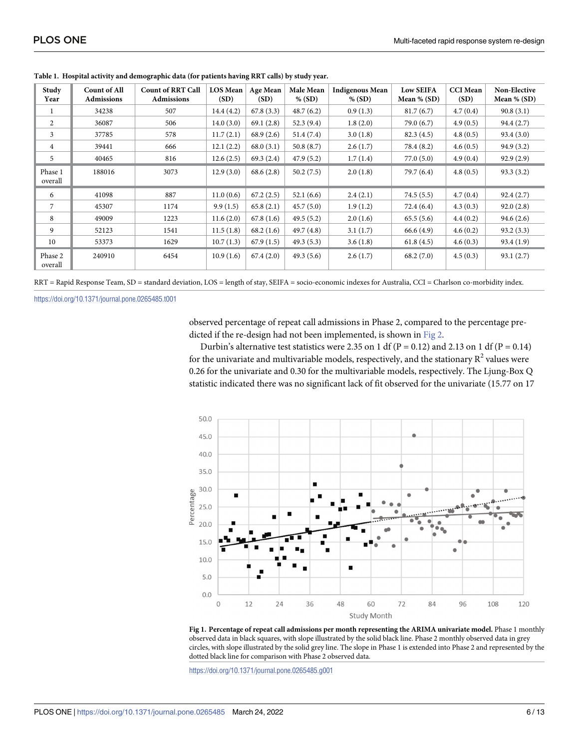**Table 1. Hospital activity and demographic data (for patients having RRT calls) by study year.**

| Study Year | Count of All Admissions | Count of RRT Call Admissions | LOS Mean (SD) | Age Mean (SD) | Male Mean % (SD) | Indigenous Mean % (SD) | Low SEIFA Mean % (SD) | CCI Mean (SD) | Non-Elective Mean % (SD) |
|---|---|---|---|---|---|---|---|---|---|
| 1 | 34238 | 507 | 14.4 (4.2) | 67.8 (3.3) | 48.7 (6.2) | 0.9 (1.3) | 81.7 (6.7) | 4.7 (0.4) | 90.8 (3.1) |
| 2 | 36087 | 506 | 14.0 (3.0) | 69.1 (2.8) | 52.3 (9.4) | 1.8 (2.0) | 79.0 (6.7) | 4.9 (0.5) | 94.4 (2.7) |
| 3 | 37785 | 578 | 11.7 (2.1) | 68.9 (2.6) | 51.4 (7.4) | 3.0 (1.8) | 82.3 (4.5) | 4.8 (0.5) | 93.4 (3.0) |
| 4 | 39441 | 666 | 12.1 (2.2) | 68.0 (3.1) | 50.8 (8.7) | 2.6 (1.7) | 78.4 (8.2) | 4.6 (0.5) | 94.9 (3.2) |
| 5 | 40465 | 816 | 12.6 (2.5) | 69.3 (2.4) | 47.9 (5.2) | 1.7 (1.4) | 77.0 (5.0) | 4.9 (0.4) | 92.9 (2.9) |
| Phase 1 overall | 188016 | 3073 | 12.9 (3.0) | 68.6 (2.8) | 50.2 (7.5) | 2.0 (1.8) | 79.7 (6.4) | 4.8 (0.5) | 93.3 (3.2) |
| 6 | 41098 | 887 | 11.0 (0.6) | 67.2 (2.5) | 52.1 (6.6) | 2.4 (2.1) | 74.5 (5.5) | 4.7 (0.4) | 92.4 (2.7) |
| 7 | 45307 | 1174 | 9.9 (1.5) | 65.8 (2.1) | 45.7 (5.0) | 1.9 (1.2) | 72.4 (6.4) | 4.3 (0.3) | 92.0 (2.8) |
| 8 | 49009 | 1223 | 11.6 (2.0) | 67.8 (1.6) | 49.5 (5.2) | 2.0 (1.6) | 65.5 (5.6) | 4.4 (0.2) | 94.6 (2.6) |
| 9 | 52123 | 1541 | 11.5 (1.8) | 68.2 (1.6) | 49.7 (4.8) | 3.1 (1.7) | 66.6 (4.9) | 4.6 (0.2) | 93.2 (3.3) |
| 10 | 53373 | 1629 | 10.7 (1.3) | 67.9 (1.5) | 49.3 (5.3) | 3.6 (1.8) | 61.8 (4.5) | 4.6 (0.3) | 93.4 (1.9) |
| Phase 2 overall | 240910 | 6454 | 10.9 (1.6) | 67.4 (2.0) | 49.3 (5.6) | 2.6 (1.7) | 68.2 (7.0) | 4.5 (0.3) | 93.1 (2.7) |

RRT = Rapid Response Team, SD = standard deviation, LOS = length of stay, SEIFA = socio-economic indexes for Australia, CCI = Charlson co-morbidity index.

https://doi.org/10.1371/journal.pone.0265485.t001

observed percentage of repeat call admissions in Phase 2, compared to the percentage predicted if the re-design had not been implemented, is shown in Fig 2.

Durbin's alternative test statistics were 2.35 on 1 df (P = 0.12) and 2.13 on 1 df (P = 0.14) for the univariate and multivariable models, respectively, and the stationary $R^2$ values were 0.26 for the univariate and 0.30 for the multivariable models, respectively. The Ljung-Box Q statistic indicated there was no significant lack of fit observed for the univariate (15.77 on 17

**Fig 1. Percentage of repeat call admissions per month representing the ARIMA univariate model.** Phase 1 monthly observed data in black squares, with slope illustrated by the solid black line. Phase 2 monthly observed data in grey circles, with slope illustrated by the solid grey line. The slope in Phase 1 is extended into Phase 2 and represented by the dotted black line for comparison with Phase 2 observed data.

https://doi.org/10.1371/journal.pone.0265485.g001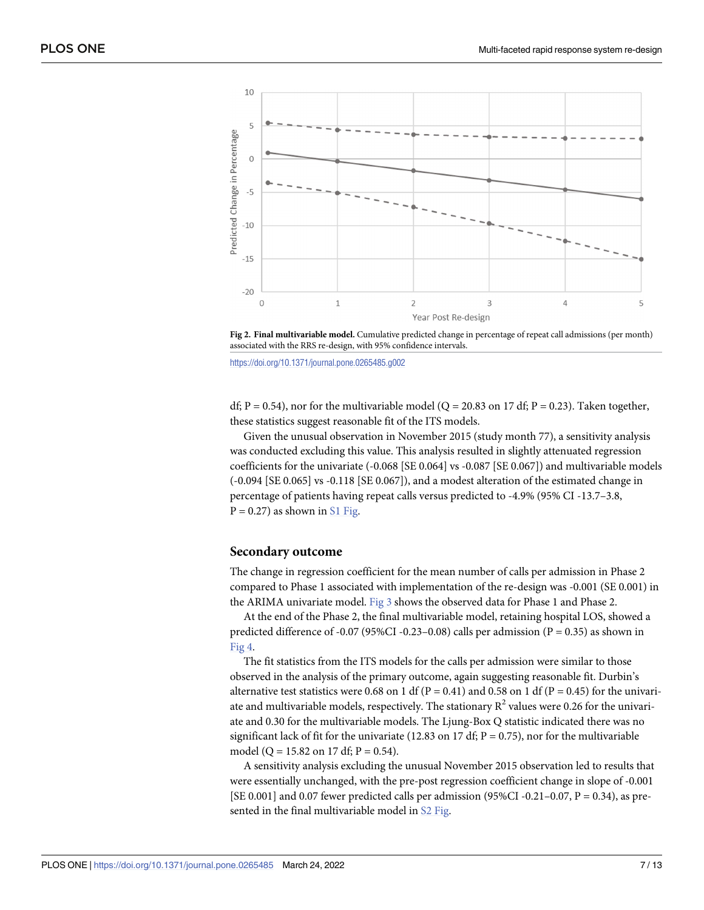**Fig 2. Final multivariable model.** Cumulative predicted change in percentage of repeat call admissions (per month) associated with the RRS re-design, with 95% confidence intervals.

https://doi.org/10.1371/journal.pone.0265485.g002

df; P = 0.54), nor for the multivariable model (Q = 20.83 on 17 df; P = 0.23). Taken together, these statistics suggest reasonable fit of the ITS models.

Given the unusual observation in November 2015 (study month 77), a sensitivity analysis was conducted excluding this value. This analysis resulted in slightly attenuated regression coefficients for the univariate (-0.068 [SE 0.064] vs -0.087 [SE 0.067]) and multivariable models (-0.094 [SE 0.065] vs -0.118 [SE 0.067]), and a modest alteration of the estimated change in percentage of patients having repeat calls versus predicted to -4.9% (95% CI -13.7–3.8, P = 0.27) as shown in S1 Fig.

## Secondary outcome

The change in regression coefficient for the mean number of calls per admission in Phase 2 compared to Phase 1 associated with implementation of the re-design was -0.001 (SE 0.001) in the ARIMA univariate model. Fig 3 shows the observed data for Phase 1 and Phase 2.

At the end of the Phase 2, the final multivariable model, retaining hospital LOS, showed a predicted difference of -0.07 (95%CI -0.23–0.08) calls per admission (P = 0.35) as shown in Fig 4.

The fit statistics from the ITS models for the calls per admission were similar to those observed in the analysis of the primary outcome, again suggesting reasonable fit. Durbin's alternative test statistics were 0.68 on 1 df (P = 0.41) and 0.58 on 1 df (P = 0.45) for the univariate and multivariable models, respectively. The stationary $R^2$ values were 0.26 for the univariate and 0.30 for the multivariable models. The Ljung-Box Q statistic indicated there was no significant lack of fit for the univariate (12.83 on 17 df; P = 0.75), nor for the multivariable model (Q = 15.82 on 17 df; P = 0.54).

A sensitivity analysis excluding the unusual November 2015 observation led to results that were essentially unchanged, with the pre-post regression coefficient change in slope of -0.001 [SE 0.001] and 0.07 fewer predicted calls per admission (95%CI -0.21–0.07, P = 0.34), as presented in the final multivariable model in S2 Fig.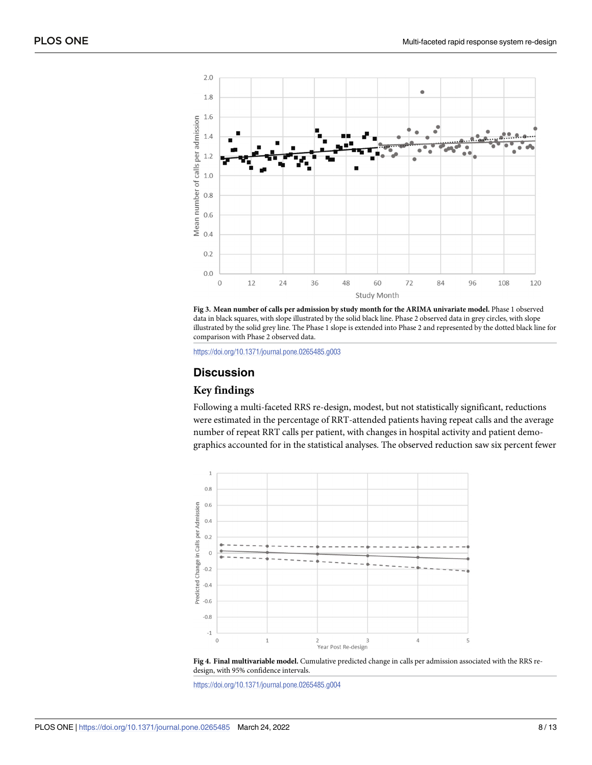Fig 3. **Mean number of calls per admission by study month for the ARIMA univariate model.** Phase 1 observed data in black squares, with slope illustrated by the solid black line. Phase 2 observed data in grey circles, with slope illustrated by the solid grey line. The Phase 1 slope is extended into Phase 2 and represented by the dotted black line for comparison with Phase 2 observed data.

https://doi.org/10.1371/journal.pone.0265485.g003

## Discussion

### Key findings

Following a multi-faceted RRS re-design, modest, but not statistically significant, reductions were estimated in the percentage of RRT-attended patients having repeat calls and the average number of repeat RRT calls per patient, with changes in hospital activity and patient demographics accounted for in the statistical analyses. The observed reduction saw six percent fewer

**Fig 4. Final multivariable model.** Cumulative predicted change in calls per admission associated with the RRS re-design, with 95% confidence intervals.

https://doi.org/10.1371/journal.pone.0265485.g004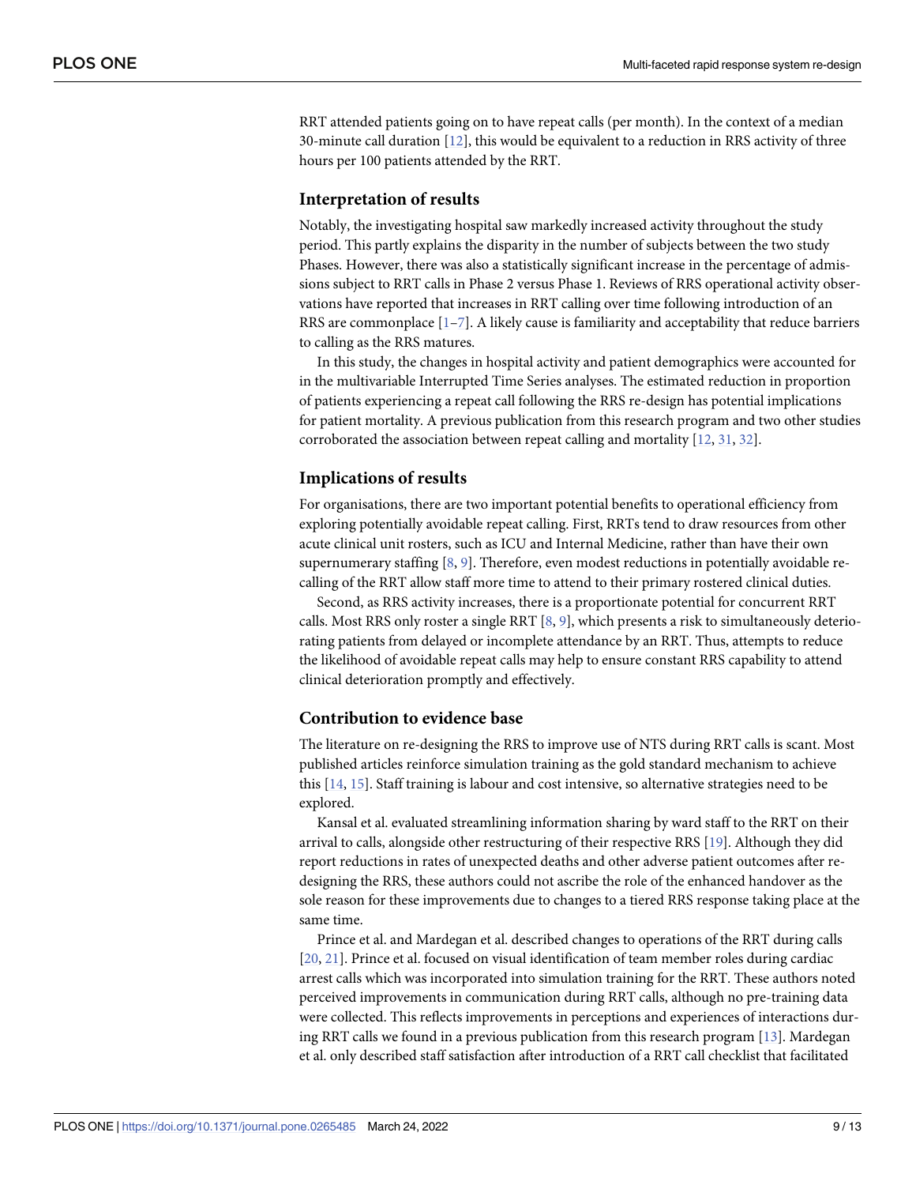RRT attended patients going on to have repeat calls (per month). In the context of a median 30-minute call duration [12], this would be equivalent to a reduction in RRS activity of three hours per 100 patients attended by the RRT.

### Interpretation of results

Notably, the investigating hospital saw markedly increased activity throughout the study period. This partly explains the disparity in the number of subjects between the two study Phases. However, there was also a statistically significant increase in the percentage of admissions subject to RRT calls in Phase 2 versus Phase 1. Reviews of RRS operational activity observations have reported that increases in RRT calling over time following introduction of an RRS are commonplace [1–7]. A likely cause is familiarity and acceptability that reduce barriers to calling as the RRS matures.

In this study, the changes in hospital activity and patient demographics were accounted for in the multivariable Interrupted Time Series analyses. The estimated reduction in proportion of patients experiencing a repeat call following the RRS re-design has potential implications for patient mortality. A previous publication from this research program and two other studies corroborated the association between repeat calling and mortality [12, 31, 32].

### Implications of results

For organisations, there are two important potential benefits to operational efficiency from exploring potentially avoidable repeat calling. First, RRTs tend to draw resources from other acute clinical unit rosters, such as ICU and Internal Medicine, rather than have their own supernumerary staffing [8, 9]. Therefore, even modest reductions in potentially avoidable re-calling of the RRT allow staff more time to attend to their primary rostered clinical duties.

Second, as RRS activity increases, there is a proportionate potential for concurrent RRT calls. Most RRS only roster a single RRT [8, 9], which presents a risk to simultaneously deteriorating patients from delayed or incomplete attendance by an RRT. Thus, attempts to reduce the likelihood of avoidable repeat calls may help to ensure constant RRS capability to attend clinical deterioration promptly and effectively.

### Contribution to evidence base

The literature on re-designing the RRS to improve use of NTS during RRT calls is scant. Most published articles reinforce simulation training as the gold standard mechanism to achieve this [14, 15]. Staff training is labour and cost intensive, so alternative strategies need to be explored.

Kansal et al. evaluated streamlining information sharing by ward staff to the RRT on their arrival to calls, alongside other restructuring of their respective RRS [19]. Although they did report reductions in rates of unexpected deaths and other adverse patient outcomes after re-designing the RRS, these authors could not ascribe the role of the enhanced handover as the sole reason for these improvements due to changes to a tiered RRS response taking place at the same time.

Prince et al. and Mardegan et al. described changes to operations of the RRT during calls [20, 21]. Prince et al. focused on visual identification of team member roles during cardiac arrest calls which was incorporated into simulation training for the RRT. These authors noted perceived improvements in communication during RRT calls, although no pre-training data were collected. This reflects improvements in perceptions and experiences of interactions during RRT calls we found in a previous publication from this research program [13]. Mardegan et al. only described staff satisfaction after introduction of a RRT call checklist that facilitated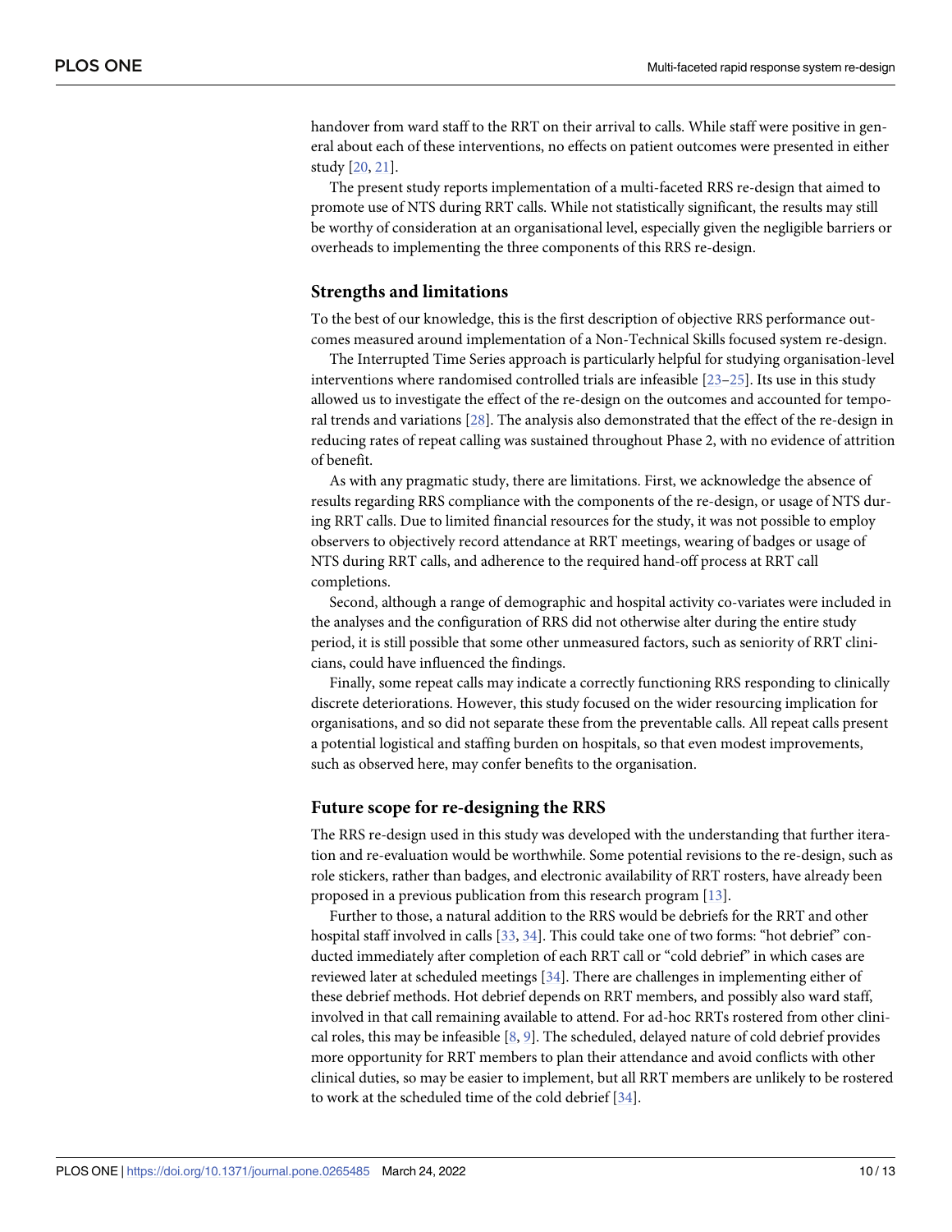handover from ward staff to the RRT on their arrival to calls. While staff were positive in general about each of these interventions, no effects on patient outcomes were presented in either study [20, 21].

The present study reports implementation of a multi-faceted RRS re-design that aimed to promote use of NTS during RRT calls. While not statistically significant, the results may still be worthy of consideration at an organisational level, especially given the negligible barriers or overheads to implementing the three components of this RRS re-design.

## Strengths and limitations

To the best of our knowledge, this is the first description of objective RRS performance outcomes measured around implementation of a Non-Technical Skills focused system re-design.

The Interrupted Time Series approach is particularly helpful for studying organisation-level interventions where randomised controlled trials are infeasible [23–25]. Its use in this study allowed us to investigate the effect of the re-design on the outcomes and accounted for temporal trends and variations [28]. The analysis also demonstrated that the effect of the re-design in reducing rates of repeat calling was sustained throughout Phase 2, with no evidence of attrition of benefit.

As with any pragmatic study, there are limitations. First, we acknowledge the absence of results regarding RRS compliance with the components of the re-design, or usage of NTS during RRT calls. Due to limited financial resources for the study, it was not possible to employ observers to objectively record attendance at RRT meetings, wearing of badges or usage of NTS during RRT calls, and adherence to the required hand-off process at RRT call completions.

Second, although a range of demographic and hospital activity co-variates were included in the analyses and the configuration of RRS did not otherwise alter during the entire study period, it is still possible that some other unmeasured factors, such as seniority of RRT clinicians, could have influenced the findings.

Finally, some repeat calls may indicate a correctly functioning RRS responding to clinically discrete deteriorations. However, this study focused on the wider resourcing implication for organisations, and so did not separate these from the preventable calls. All repeat calls present a potential logistical and staffing burden on hospitals, so that even modest improvements, such as observed here, may confer benefits to the organisation.

## Future scope for re-designing the RRS

The RRS re-design used in this study was developed with the understanding that further iteration and re-evaluation would be worthwhile. Some potential revisions to the re-design, such as role stickers, rather than badges, and electronic availability of RRT rosters, have already been proposed in a previous publication from this research program [13].

Further to those, a natural addition to the RRS would be debriefs for the RRT and other hospital staff involved in calls [33, 34]. This could take one of two forms: "hot debrief" conducted immediately after completion of each RRT call or "cold debrief" in which cases are reviewed later at scheduled meetings [34]. There are challenges in implementing either of these debrief methods. Hot debrief depends on RRT members, and possibly also ward staff, involved in that call remaining available to attend. For ad-hoc RRTs rostered from other clinical roles, this may be infeasible [8, 9]. The scheduled, delayed nature of cold debrief provides more opportunity for RRT members to plan their attendance and avoid conflicts with other clinical duties, so may be easier to implement, but all RRT members are unlikely to be rostered to work at the scheduled time of the cold debrief [34].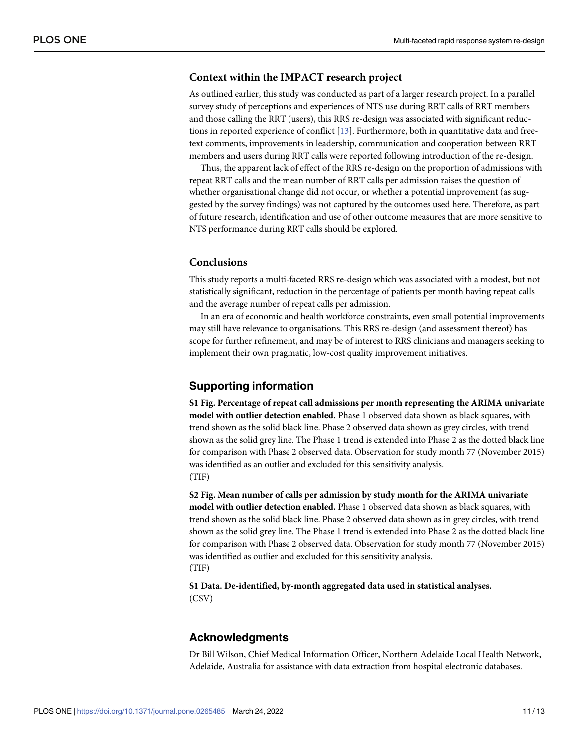### Context within the IMPACT research project

As outlined earlier, this study was conducted as part of a larger research project. In a parallel survey study of perceptions and experiences of NTS use during RRT calls of RRT members and those calling the RRT (users), this RRS re-design was associated with significant reductions in reported experience of conflict [13]. Furthermore, both in quantitative data and free-text comments, improvements in leadership, communication and cooperation between RRT members and users during RRT calls were reported following introduction of the re-design.

Thus, the apparent lack of effect of the RRS re-design on the proportion of admissions with repeat RRT calls and the mean number of RRT calls per admission raises the question of whether organisational change did not occur, or whether a potential improvement (as suggested by the survey findings) was not captured by the outcomes used here. Therefore, as part of future research, identification and use of other outcome measures that are more sensitive to NTS performance during RRT calls should be explored.

### Conclusions

This study reports a multi-faceted RRS re-design which was associated with a modest, but not statistically significant, reduction in the percentage of patients per month having repeat calls and the average number of repeat calls per admission.

In an era of economic and health workforce constraints, even small potential improvements may still have relevance to organisations. This RRS re-design (and assessment thereof) has scope for further refinement, and may be of interest to RRS clinicians and managers seeking to implement their own pragmatic, low-cost quality improvement initiatives.

## Supporting information

**S1 Fig. Percentage of repeat call admissions per month representing the ARIMA univariate model with outlier detection enabled.** Phase 1 observed data shown as black squares, with trend shown as the solid black line. Phase 2 observed data shown as grey circles, with trend shown as the solid grey line. The Phase 1 trend is extended into Phase 2 as the dotted black line for comparison with Phase 2 observed data. Observation for study month 77 (November 2015) was identified as an outlier and excluded for this sensitivity analysis.
(TIF)

**S2 Fig. Mean number of calls per admission by study month for the ARIMA univariate model with outlier detection enabled.** Phase 1 observed data shown as black squares, with trend shown as the solid black line. Phase 2 observed data shown as in grey circles, with trend shown as the solid grey line. The Phase 1 trend is extended into Phase 2 as the dotted black line for comparison with Phase 2 observed data. Observation for study month 77 (November 2015) was identified as outlier and excluded for this sensitivity analysis.
(TIF)

**S1 Data. De-identified, by-month aggregated data used in statistical analyses.**
(CSV)

## Acknowledgments

Dr Bill Wilson, Chief Medical Information Officer, Northern Adelaide Local Health Network, Adelaide, Australia for assistance with data extraction from hospital electronic databases.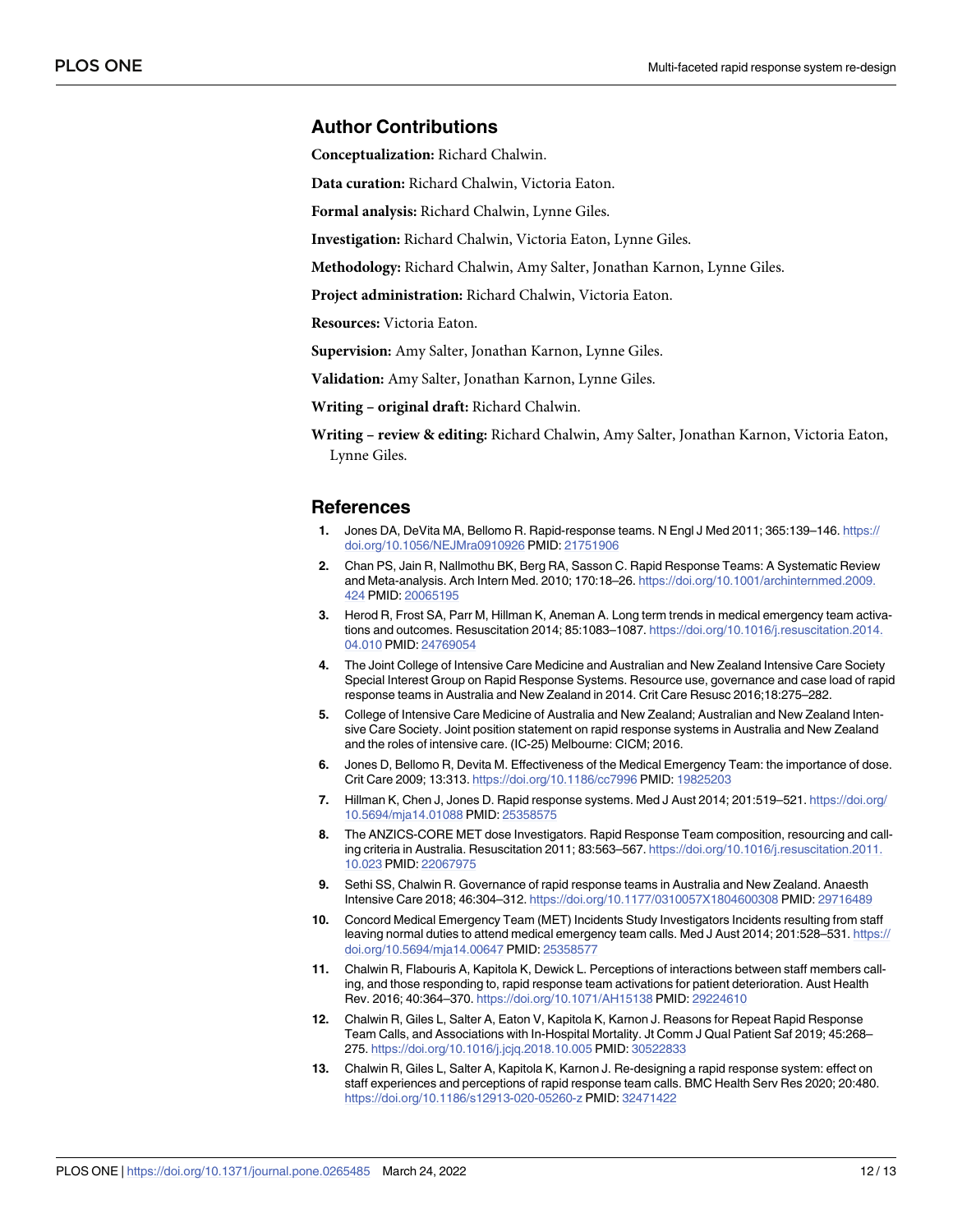## Author Contributions

**Conceptualization:** Richard Chalwin.

**Data curation:** Richard Chalwin, Victoria Eaton.

**Formal analysis:** Richard Chalwin, Lynne Giles.

**Investigation:** Richard Chalwin, Victoria Eaton, Lynne Giles.

**Methodology:** Richard Chalwin, Amy Salter, Jonathan Karnon, Lynne Giles.

**Project administration:** Richard Chalwin, Victoria Eaton.

**Resources:** Victoria Eaton.

**Supervision:** Amy Salter, Jonathan Karnon, Lynne Giles.

**Validation:** Amy Salter, Jonathan Karnon, Lynne Giles.

**Writing – original draft:** Richard Chalwin.

**Writing – review & editing:** Richard Chalwin, Amy Salter, Jonathan Karnon, Victoria Eaton, Lynne Giles.

## References

1. Jones DA, DeVita MA, Bellomo R. Rapid-response teams. N Engl J Med 2011; 365:139–146. https://doi.org/10.1056/NEJMra0910926 PMID: 21751906
2. Chan PS, Jain R, Nallmothu BK, Berg RA, Sasson C. Rapid Response Teams: A Systematic Review and Meta-analysis. Arch Intern Med. 2010; 170:18–26. https://doi.org/10.1001/archinternmed.2009.424 PMID: 20065195
3. Herod R, Frost SA, Parr M, Hillman K, Aneman A. Long term trends in medical emergency team activations and outcomes. Resuscitation 2014; 85:1083–1087. https://doi.org/10.1016/j.resuscitation.2014.04.010 PMID: 24769054
4. The Joint College of Intensive Care Medicine and Australian and New Zealand Intensive Care Society Special Interest Group on Rapid Response Systems. Resource use, governance and case load of rapid response teams in Australia and New Zealand in 2014. Crit Care Resusc 2016;18:275–282.
5. College of Intensive Care Medicine of Australia and New Zealand; Australian and New Zealand Intensive Care Society. Joint position statement on rapid response systems in Australia and New Zealand and the roles of intensive care. (IC-25) Melbourne: CICM; 2016.
6. Jones D, Bellomo R, Devita M. Effectiveness of the Medical Emergency Team: the importance of dose. Crit Care 2009; 13:313. https://doi.org/10.1186/cc7996 PMID: 19825203
7. Hillman K, Chen J, Jones D. Rapid response systems. Med J Aust 2014; 201:519–521. https://doi.org/10.5694/mja14.01088 PMID: 25358575
8. The ANZICS-CORE MET dose Investigators. Rapid Response Team composition, resourcing and calling criteria in Australia. Resuscitation 2011; 83:563–567. https://doi.org/10.1016/j.resuscitation.2011.10.023 PMID: 22067975
9. Sethi SS, Chalwin R. Governance of rapid response teams in Australia and New Zealand. Anaesth Intensive Care 2018; 46:304–312. https://doi.org/10.1177/0310057X1804600308 PMID: 29716489
10. Concord Medical Emergency Team (MET) Incidents Study Investigators Incidents resulting from staff leaving normal duties to attend medical emergency team calls. Med J Aust 2014; 201:528–531. https://doi.org/10.5694/mja14.00647 PMID: 25358577
11. Chalwin R, Flabouris A, Kapitola K, Dewick L. Perceptions of interactions between staff members calling, and those responding to, rapid response team activations for patient deterioration. Aust Health Rev. 2016; 40:364–370. https://doi.org/10.1071/AH15138 PMID: 29224610
12. Chalwin R, Giles L, Salter A, Eaton V, Kapitola K, Karnon J. Reasons for Repeat Rapid Response Team Calls, and Associations with In-Hospital Mortality. Jt Comm J Qual Patient Saf 2019; 45:268–275. https://doi.org/10.1016/j.jcjq.2018.10.005 PMID: 30522833
13. Chalwin R, Giles L, Salter A, Kapitola K, Karnon J. Re-designing a rapid response system: effect on staff experiences and perceptions of rapid response team calls. BMC Health Serv Res 2020; 20:480. https://doi.org/10.1186/s12913-020-05260-z PMID: 32471422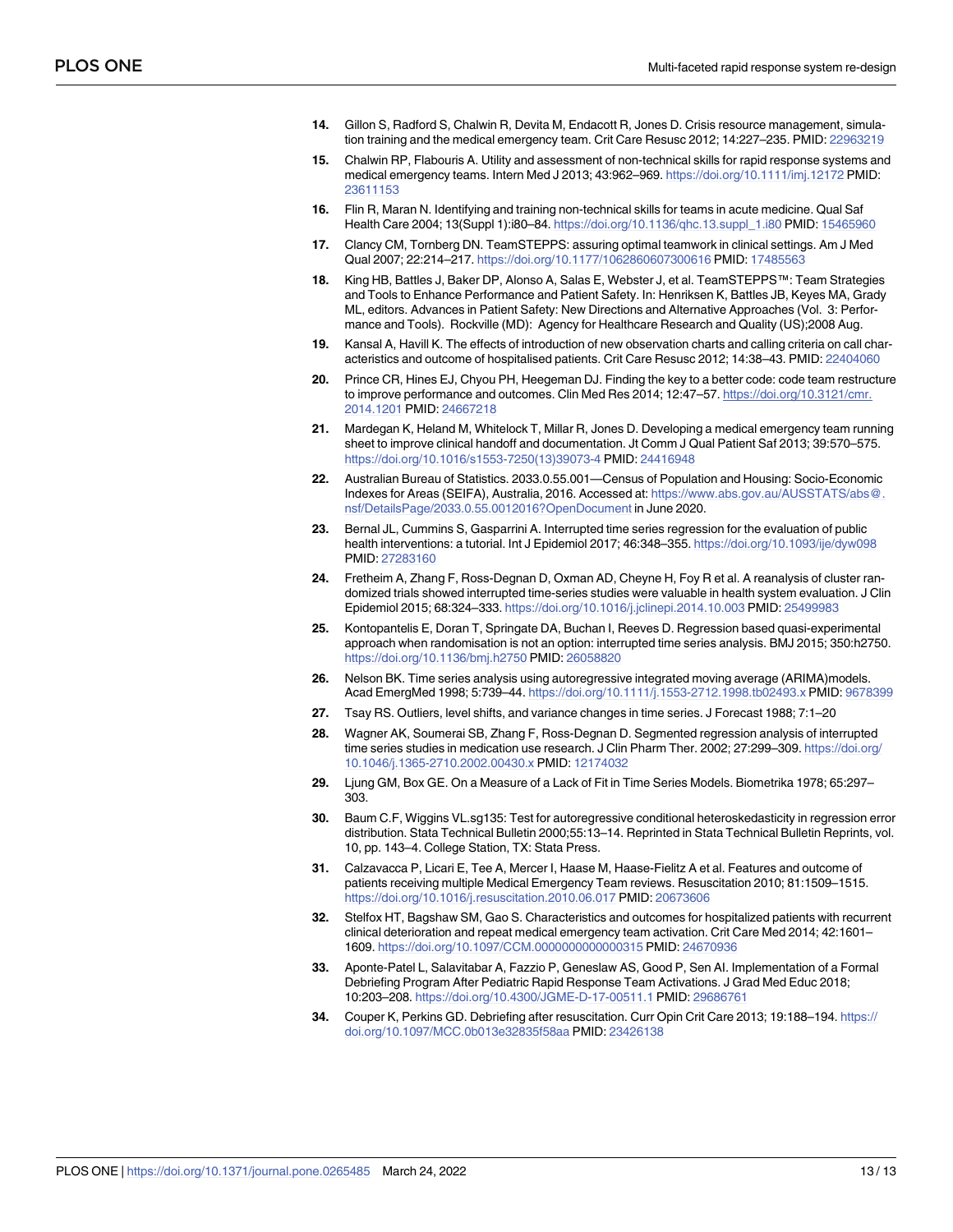14. Gillon S, Radford S, Chalwin R, Devita M, Endacott R, Jones D. Crisis resource management, simulation training and the medical emergency team. Crit Care Resusc 2012; 14:227–235. PMID: 22963219

15. Chalwin RP, Flabouris A. Utility and assessment of non-technical skills for rapid response systems and medical emergency teams. Intern Med J 2013; 43:962–969. https://doi.org/10.1111/imj.12172 PMID: 23611153

16. Flin R, Maran N. Identifying and training non-technical skills for teams in acute medicine. Qual Saf Health Care 2004; 13(Suppl 1):i80–84. https://doi.org/10.1136/qhc.13.suppl_1.i80 PMID: 15465960

17. Clancy CM, Tornberg DN. TeamSTEPPS: assuring optimal teamwork in clinical settings. Am J Med Qual 2007; 22:214–217. https://doi.org/10.1177/1062860607300616 PMID: 17485563

18. King HB, Battles J, Baker DP, Alonso A, Salas E, Webster J, et al. TeamSTEPPS™: Team Strategies and Tools to Enhance Performance and Patient Safety. In: Henriksen K, Battles JB, Keyes MA, Grady ML, editors. Advances in Patient Safety: New Directions and Alternative Approaches (Vol. 3: Performance and Tools). Rockville (MD): Agency for Healthcare Research and Quality (US);2008 Aug.

19. Kansal A, Havill K. The effects of introduction of new observation charts and calling criteria on call characteristics and outcome of hospitalised patients. Crit Care Resusc 2012; 14:38–43. PMID: 22404060

20. Prince CR, Hines EJ, Chyou PH, Heegeman DJ. Finding the key to a better code: code team restructure to improve performance and outcomes. Clin Med Res 2014; 12:47–57. https://doi.org/10.3121/cmr.2014.1201 PMID: 24667218

21. Mardegan K, Heland M, Whitelock T, Millar R, Jones D. Developing a medical emergency team running sheet to improve clinical handoff and documentation. Jt Comm J Qual Patient Saf 2013; 39:570–575. https://doi.org/10.1016/s1553-7250(13)39073-4 PMID: 24416948

22. Australian Bureau of Statistics. 2033.0.55.001—Census of Population and Housing: Socio-Economic Indexes for Areas (SEIFA), Australia, 2016. Accessed at: https://www.abs.gov.au/AUSSTATS/abs@.nsf/DetailsPage/2033.0.55.0012016?OpenDocument in June 2020.

23. Bernal JL, Cummins S, Gasparrini A. Interrupted time series regression for the evaluation of public health interventions: a tutorial. Int J Epidemiol 2017; 46:348–355. https://doi.org/10.1093/ije/dyw098 PMID: 27283160

24. Fretheim A, Zhang F, Ross-Degnan D, Oxman AD, Cheyne H, Foy R et al. A reanalysis of cluster randomized trials showed interrupted time-series studies were valuable in health system evaluation. J Clin Epidemiol 2015; 68:324–333. https://doi.org/10.1016/j.jclinepi.2014.10.003 PMID: 25499983

25. Kontopantelis E, Doran T, Springate DA, Buchan I, Reeves D. Regression based quasi-experimental approach when randomisation is not an option: interrupted time series analysis. BMJ 2015; 350:h2750. https://doi.org/10.1136/bmj.h2750 PMID: 26058820

26. Nelson BK. Time series analysis using autoregressive integrated moving average (ARIMA)models. Acad EmergMed 1998; 5:739–44. https://doi.org/10.1111/j.1553-2712.1998.tb02493.x PMID: 9678399

27. Tsay RS. Outliers, level shifts, and variance changes in time series. J Forecast 1988; 7:1–20

28. Wagner AK, Soumerai SB, Zhang F, Ross-Degnan D. Segmented regression analysis of interrupted time series studies in medication use research. J Clin Pharm Ther. 2002; 27:299–309. https://doi.org/10.1046/j.1365-2710.2002.00430.x PMID: 12174032

29. Ljung GM, Box GE. On a Measure of a Lack of Fit in Time Series Models. Biometrika 1978; 65:297–303.

30. Baum C.F, Wiggins VL.sg135: Test for autoregressive conditional heteroskedasticity in regression error distribution. Stata Technical Bulletin 2000;55:13–14. Reprinted in Stata Technical Bulletin Reprints, vol. 10, pp. 143–4. College Station, TX: Stata Press.

31. Calzavacca P, Licari E, Tee A, Mercer I, Haase M, Haase-Fielitz A et al. Features and outcome of patients receiving multiple Medical Emergency Team reviews. Resuscitation 2010; 81:1509–1515. https://doi.org/10.1016/j.resuscitation.2010.06.017 PMID: 20673606

32. Stelfox HT, Bagshaw SM, Gao S. Characteristics and outcomes for hospitalized patients with recurrent clinical deterioration and repeat medical emergency team activation. Crit Care Med 2014; 42:1601–1609. https://doi.org/10.1097/CCM.0000000000000315 PMID: 24670936

33. Aponte-Patel L, Salavitabar A, Fazzio P, Geneslaw AS, Good P, Sen AI. Implementation of a Formal Debriefing Program After Pediatric Rapid Response Team Activations. J Grad Med Educ 2018; 10:203–208. https://doi.org/10.4300/JGME-D-17-00511.1 PMID: 29686761

34. Couper K, Perkins GD. Debriefing after resuscitation. Curr Opin Crit Care 2013; 19:188–194. https://doi.org/10.1097/MCC.0b013e32835f58aa PMID: 23426138